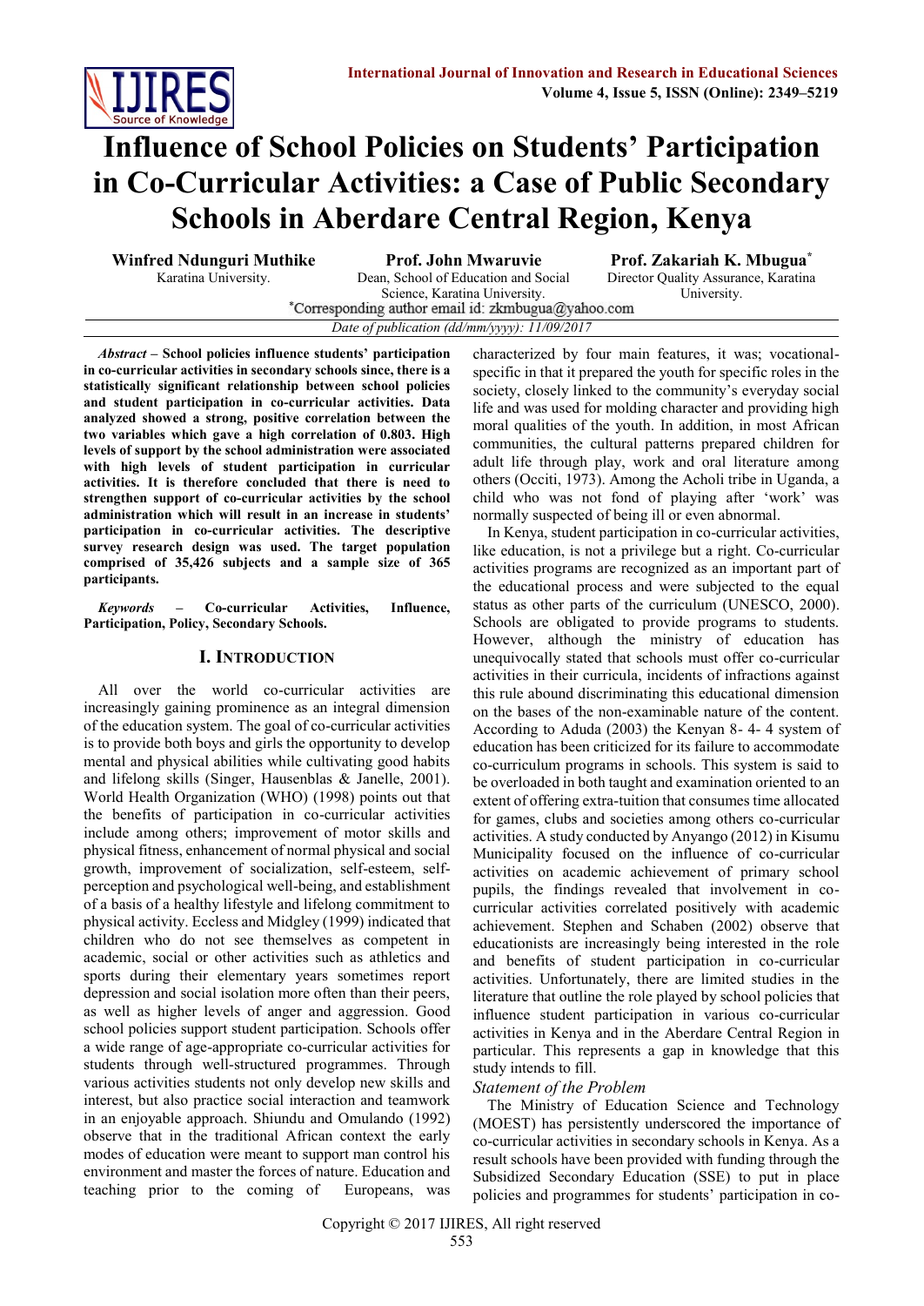# Influence of School Policies on Students' Participation in Co-Curricular Activities: a Case of Public Secondary Schools in Aberdare Central Region, Kenya

**Winfred Ndunguri Muthike**
Karatina University.

**Prof. John Mwaruvie**
Dean, School of Education and Social Science, Karatina University.

**Prof. Zakariah K. Mbugua[*]**
Director Quality Assurance, Karatina University.

[*]Corresponding author email id: zkmbugua@yahoo.com

*Date of publication (dd/mm/yyyy): 11/09/2017*

***Abstract* – School policies influence students' participation in co-curricular activities in secondary schools since, there is a statistically significant relationship between school policies and student participation in co-curricular activities. Data analyzed showed a strong, positive correlation between the two variables which gave a high correlation of 0.803. High levels of support by the school administration were associated with high levels of student participation in curricular activities. It is therefore concluded that there is need to strengthen support of co-curricular activities by the school administration which will result in an increase in students' participation in co-curricular activities. The descriptive survey research design was used. The target population comprised of 35,426 subjects and a sample size of 365 participants.**

***Keywords* – Co-curricular Activities, Influence, Participation, Policy, Secondary Schools.**

## I. Introduction

All over the world co-curricular activities are increasingly gaining prominence as an integral dimension of the education system. The goal of co-curricular activities is to provide both boys and girls the opportunity to develop mental and physical abilities while cultivating good habits and lifelong skills (Singer, Hausenblas & Janelle, 2001). World Health Organization (WHO) (1998) points out that the benefits of participation in co-curricular activities include among others; improvement of motor skills and physical fitness, enhancement of normal physical and social growth, improvement of socialization, self-esteem, self-perception and psychological well-being, and establishment of a basis of a healthy lifestyle and lifelong commitment to physical activity. Eccless and Midgley (1999) indicated that children who do not see themselves as competent in academic, social or other activities such as athletics and sports during their elementary years sometimes report depression and social isolation more often than their peers, as well as higher levels of anger and aggression. Good school policies support student participation. Schools offer a wide range of age-appropriate co-curricular activities for students through well-structured programmes. Through various activities students not only develop new skills and interest, but also practice social interaction and teamwork in an enjoyable approach. Shiundu and Omulando (1992) observe that in the traditional African context the early modes of education were meant to support man control his environment and master the forces of nature. Education and teaching prior to the coming of Europeans, was characterized by four main features, it was; vocational-specific in that it prepared the youth for specific roles in the society, closely linked to the community's everyday social life and was used for molding character and providing high moral qualities of the youth. In addition, in most African communities, the cultural patterns prepared children for adult life through play, work and oral literature among others (Occiti, 1973). Among the Acholi tribe in Uganda, a child who was not fond of playing after 'work' was normally suspected of being ill or even abnormal.

In Kenya, student participation in co-curricular activities, like education, is not a privilege but a right. Co-curricular activities programs are recognized as an important part of the educational process and were subjected to the equal status as other parts of the curriculum (UNESCO, 2000). Schools are obligated to provide programs to students. However, although the ministry of education has unequivocally stated that schools must offer co-curricular activities in their curricula, incidents of infractions against this rule abound discriminating this educational dimension on the bases of the non-examinable nature of the content. According to Aduda (2003) the Kenyan 8- 4- 4 system of education has been criticized for its failure to accommodate co-curriculum programs in schools. This system is said to be overloaded in both taught and examination oriented to an extent of offering extra-tuition that consumes time allocated for games, clubs and societies among others co-curricular activities. A study conducted by Anyango (2012) in Kisumu Municipality focused on the influence of co-curricular activities on academic achievement of primary school pupils, the findings revealed that involvement in co-curricular activities correlated positively with academic achievement. Stephen and Schaben (2002) observe that educationists are increasingly being interested in the role and benefits of student participation in co-curricular activities. Unfortunately, there are limited studies in the literature that outline the role played by school policies that influence student participation in various co-curricular activities in Kenya and in the Aberdare Central Region in particular. This represents a gap in knowledge that this study intends to fill.

### *Statement of the Problem*

The Ministry of Education Science and Technology (MOEST) has persistently underscored the importance of co-curricular activities in secondary schools in Kenya. As a result schools have been provided with funding through the Subsidized Secondary Education (SSE) to put in place policies and programmes for students' participation in co-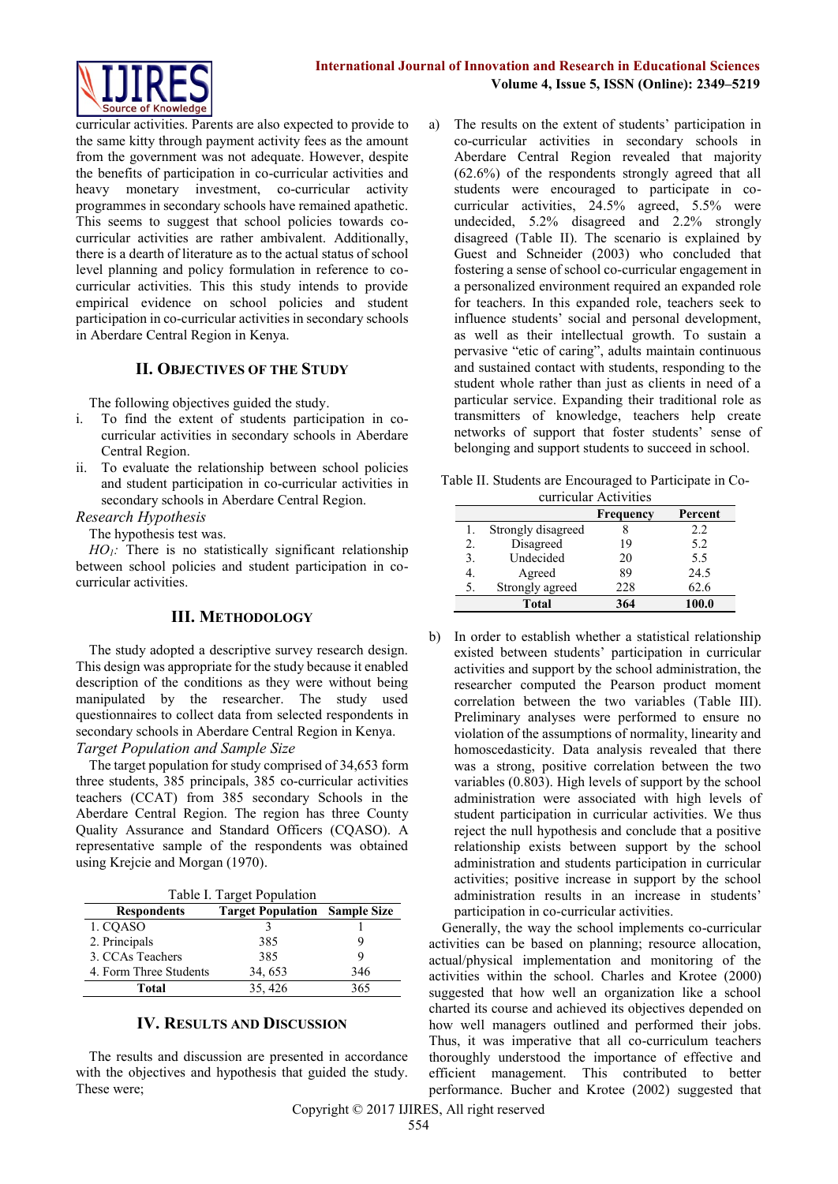curricular activities. Parents are also expected to provide to the same kitty through payment activity fees as the amount from the government was not adequate. However, despite the benefits of participation in co-curricular activities and heavy monetary investment, co-curricular activity programmes in secondary schools have remained apathetic. This seems to suggest that school policies towards co-curricular activities are rather ambivalent. Additionally, there is a dearth of literature as to the actual status of school level planning and policy formulation in reference to co-curricular activities. This this study intends to provide empirical evidence on school policies and student participation in co-curricular activities in secondary schools in Aberdare Central Region in Kenya.

## II. Objectives of the Study

The following objectives guided the study.

i. To find the extent of students participation in co-curricular activities in secondary schools in Aberdare Central Region.
ii. To evaluate the relationship between school policies and student participation in co-curricular activities in secondary schools in Aberdare Central Region.

*Research Hypothesis*

The hypothesis test was.

*$HO_1$:* There is no statistically significant relationship between school policies and student participation in co-curricular activities.

## III. Methodology

The study adopted a descriptive survey research design. This design was appropriate for the study because it enabled description of the conditions as they were without being manipulated by the researcher. The study used questionnaires to collect data from selected respondents in secondary schools in Aberdare Central Region in Kenya.

*Target Population and Sample Size*

The target population for study comprised of 34,653 form three students, 385 principals, 385 co-curricular activities teachers (CCAT) from 385 secondary Schools in the Aberdare Central Region. The region has three County Quality Assurance and Standard Officers (CQASO). A representative sample of the respondents was obtained using Krejcie and Morgan (1970).

Table I. Target Population

| Respondents | Target Population | Sample Size |
|---|---|---|
| 1. CQASO | 3 | 1 |
| 2. Principals | 385 | 9 |
| 3. CCAs Teachers | 385 | 9 |
| 4. Form Three Students | 34, 653 | 346 |
| **Total** | 35, 426 | 365 |

## IV. Results and Discussion

The results and discussion are presented in accordance with the objectives and hypothesis that guided the study. These were;

a) The results on the extent of students' participation in co-curricular activities in secondary schools in Aberdare Central Region revealed that majority (62.6%) of the respondents strongly agreed that all students were encouraged to participate in co-curricular activities, 24.5% agreed, 5.5% were undecided, 5.2% disagreed and 2.2% strongly disagreed (Table II). The scenario is explained by Guest and Schneider (2003) who concluded that fostering a sense of school co-curricular engagement in a personalized environment required an expanded role for teachers. In this expanded role, teachers seek to influence students' social and personal development, as well as their intellectual growth. To sustain a pervasive "etic of caring", adults maintain continuous and sustained contact with students, responding to the student whole rather than just as clients in need of a particular service. Expanding their traditional role as transmitters of knowledge, teachers help create networks of support that foster students' sense of belonging and support students to succeed in school.

Table II. Students are Encouraged to Participate in Co-curricular Activities

| | | Frequency | Percent |
|---|---|---|---|
| 1. | Strongly disagreed | 8 | 2.2 |
| 2. | Disagreed | 19 | 5.2 |
| 3. | Undecided | 20 | 5.5 |
| 4. | Agreed | 89 | 24.5 |
| 5. | Strongly agreed | 228 | 62.6 |
| | **Total** | **364** | **100.0** |

b) In order to establish whether a statistical relationship existed between students' participation in curricular activities and support by the school administration, the researcher computed the Pearson product moment correlation between the two variables (Table III). Preliminary analyses were performed to ensure no violation of the assumptions of normality, linearity and homoscedasticity. Data analysis revealed that there was a strong, positive correlation between the two variables (0.803). High levels of support by the school administration were associated with high levels of student participation in curricular activities. We thus reject the null hypothesis and conclude that a positive relationship exists between support by the school administration and students participation in curricular activities; positive increase in support by the school administration results in an increase in students' participation in co-curricular activities.

Generally, the way the school implements co-curricular activities can be based on planning; resource allocation, actual/physical implementation and monitoring of the activities within the school. Charles and Krotee (2000) suggested that how well an organization like a school charted its course and achieved its objectives depended on how well managers outlined and performed their jobs. Thus, it was imperative that all co-curriculum teachers thoroughly understood the importance of effective and efficient management. This contributed to better performance. Bucher and Krotee (2002) suggested that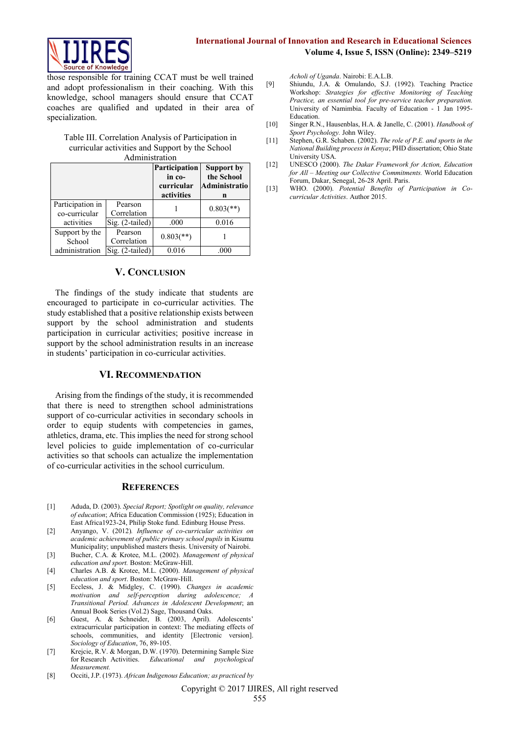those responsible for training CCAT must be well trained and adopt professionalism in their coaching. With this knowledge, school managers should ensure that CCAT coaches are qualified and updated in their area of specialization.

Table III. Correlation Analysis of Participation in curricular activities and Support by the School Administration

| | | Participation in co-curricular activities | Support by the School Administration |
|---|---|---|---|
| Participation in co-curricular activities | Pearson Correlation | 1 | 0.803(**) |
| | Sig. (2-tailed) | .000 | 0.016 |
| Support by the School administration | Pearson Correlation | 0.803(**) | 1 |
| | Sig. (2-tailed) | 0.016 | .000 |

## V. Conclusion

The findings of the study indicate that students are encouraged to participate in co-curricular activities. The study established that a positive relationship exists between support by the school administration and students participation in curricular activities; positive increase in support by the school administration results in an increase in students' participation in co-curricular activities.

## VI. Recommendation

Arising from the findings of the study, it is recommended that there is need to strengthen school administrations support of co-curricular activities in secondary schools in order to equip students with competencies in games, athletics, drama, etc. This implies the need for strong school level policies to guide implementation of co-curricular activities so that schools can actualize the implementation of co-curricular activities in the school curriculum.

## References

[1] Aduda, D. (2003). *Special Report; Spotlight on quality, relevance of education*; Africa Education Commission (1925); Education in East Africa1923-24, Philip Stoke fund. Edinburg House Press.

[2] Anyango, V. (2012). *Influence of co-curricular activities on academic achievement of public primary school pupils* in Kisumu Municipality; unpublished masters thesis. University of Nairobi.

[3] Bucher, C.A. & Krotee, M.L. (2002). *Management of physical education and sport.* Boston: McGraw-Hill.

[4] Charles A.B. & Krotee, M.L. (2000). *Management of physical education and sport*. Boston: McGraw-Hill.

[5] Eccless, J. & Midgley, C. (1990). *Changes in academic motivation and self-perception during adolescence; A Transitional Period. Advances in Adolescent Development*; an Annual Book Series (Vol.2) Sage, Thousand Oaks.

[6] Guest, A. & Schneider, B. (2003, April). Adolescents' extracurricular participation in context: The mediating effects of schools, communities, and identity [Electronic version]. *Sociology of Education*, 76, 89-105.

[7] Krejcie, R.V. & Morgan, D.W. (1970). Determining Sample Size for Research Activities. *Educational and psychological Measurement.*

[8] Occiti, J.P. (1973). *African Indigenous Education; as practiced by Acholi of Uganda*. Nairobi: E.A.L.B.

[9] Shiundu, J.A. & Omulando, S.J. (1992). Teaching Practice Workshop: *Strategies for effective Monitoring of Teaching Practice, an essential tool for pre-service teacher preparation.* University of Namimbia. Faculty of Education - 1 Jan 1995- Education.

[10] Singer R.N., Hausenblas, H.A. & Janelle, C. (2001). *Handbook of Sport Psychology.* John Wiley.

[11] Stephen, G.R. Schaben. (2002). *The role of P.E. and sports in the National Building process in Kenya*; PHD dissertation; Ohio State University USA.

[12] UNESCO (2000). *The Dakar Framework for Action, Education for All – Meeting our Collective Commitments.* World Education Forum, Dakar, Senegal, 26-28 April. Paris.

[13] WHO. (2000). *Potential Benefits of Participation in Co-curricular Activities*. Author 2015.